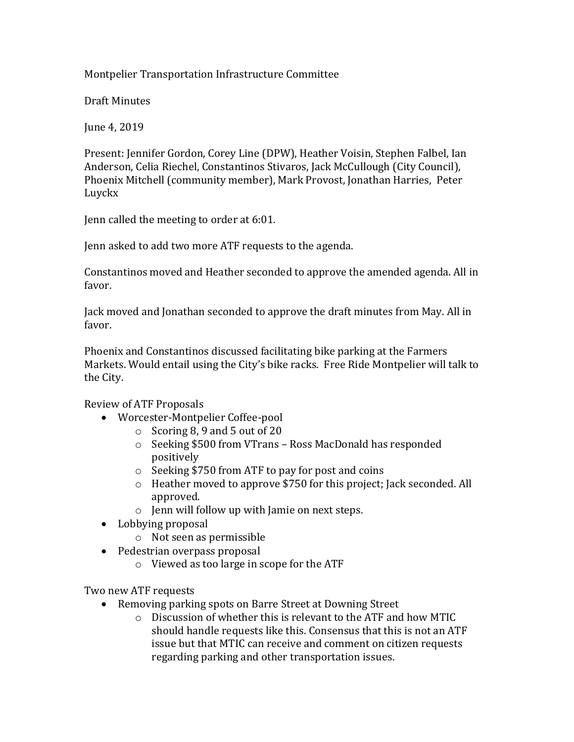Montpelier Transportation Infrastructure Committee

Draft Minutes

June 4, 2019

Present: Jennifer Gordon, Corey Line (DPW), Heather Voisin, Stephen Falbel, Ian Anderson, Celia Riechel, Constantinos Stivaros, Jack McCullough (City Council), Phoenix Mitchell (community member), Mark Provost, Jonathan Harries, Peter Luyckx

Jenn called the meeting to order at 6:01.

Jenn asked to add two more ATF requests to the agenda.

Constantinos moved and Heather seconded to approve the amended agenda. All in favor.

Jack moved and Jonathan seconded to approve the draft minutes from May. All in favor.

Phoenix and Constantinos discussed facilitating bike parking at the Farmers Markets. Would entail using the City's bike racks. Free Ride Montpelier will talk to the City.

Review of ATF Proposals

- Worcester-Montpelier Coffee-pool
  - Scoring 8, 9 and 5 out of 20
  - Seeking $500 from VTrans – Ross MacDonald has responded positively
  - Seeking $750 from ATF to pay for post and coins
  - Heather moved to approve $750 for this project; Jack seconded. All approved.
  - Jenn will follow up with Jamie on next steps.
- Lobbying proposal
  - Not seen as permissible
- Pedestrian overpass proposal
  - Viewed as too large in scope for the ATF

Two new ATF requests

- Removing parking spots on Barre Street at Downing Street
  - Discussion of whether this is relevant to the ATF and how MTIC should handle requests like this. Consensus that this is not an ATF issue but that MTIC can receive and comment on citizen requests regarding parking and other transportation issues.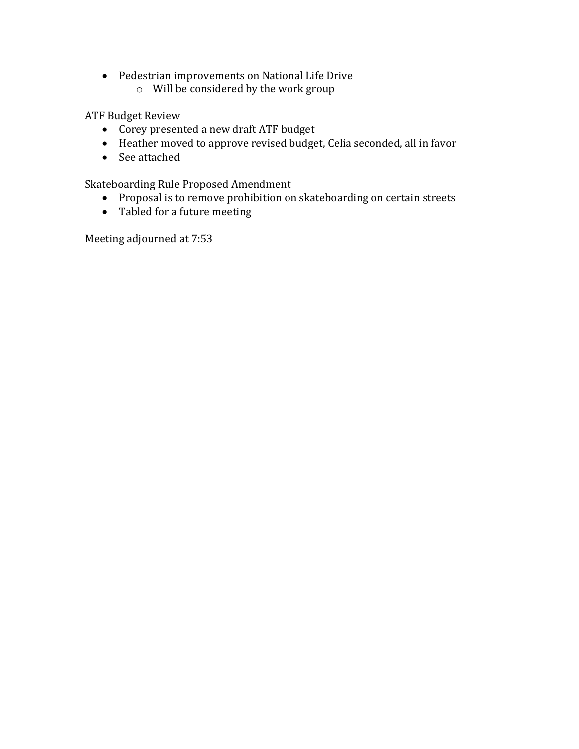- Pedestrian improvements on National Life Drive
  - Will be considered by the work group

ATF Budget Review

- Corey presented a new draft ATF budget
- Heather moved to approve revised budget, Celia seconded, all in favor
- See attached

Skateboarding Rule Proposed Amendment

- Proposal is to remove prohibition on skateboarding on certain streets
- Tabled for a future meeting

Meeting adjourned at 7:53